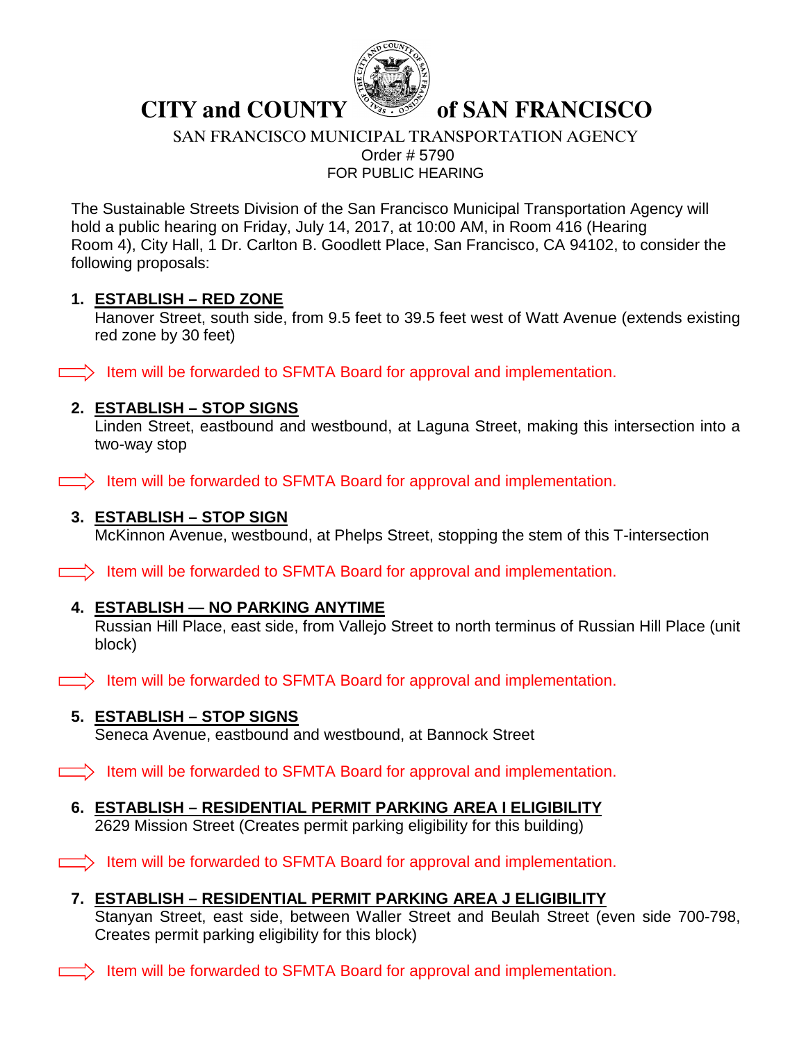# CITY and COUNTY of SAN FRANCISCO

SAN FRANCISCO MUNICIPAL TRANSPORTATION AGENCY

Order # 5790

FOR PUBLIC HEARING

The Sustainable Streets Division of the San Francisco Municipal Transportation Agency will hold a public hearing on Friday, July 14, 2017, at 10:00 AM, in Room 416 (Hearing Room 4), City Hall, 1 Dr. Carlton B. Goodlett Place, San Francisco, CA 94102, to consider the following proposals:

1. **ESTABLISH – RED ZONE**
   Hanover Street, south side, from 9.5 feet to 39.5 feet west of Watt Avenue (extends existing red zone by 30 feet)

⟹ Item will be forwarded to SFMTA Board for approval and implementation.

2. **ESTABLISH – STOP SIGNS**
   Linden Street, eastbound and westbound, at Laguna Street, making this intersection into a two-way stop

⟹ Item will be forwarded to SFMTA Board for approval and implementation.

3. **ESTABLISH – STOP SIGN**
   McKinnon Avenue, westbound, at Phelps Street, stopping the stem of this T-intersection

⟹ Item will be forwarded to SFMTA Board for approval and implementation.

4. **ESTABLISH — NO PARKING ANYTIME**
   Russian Hill Place, east side, from Vallejo Street to north terminus of Russian Hill Place (unit block)

⟹ Item will be forwarded to SFMTA Board for approval and implementation.

5. **ESTABLISH – STOP SIGNS**
   Seneca Avenue, eastbound and westbound, at Bannock Street

⟹ Item will be forwarded to SFMTA Board for approval and implementation.

6. **ESTABLISH – RESIDENTIAL PERMIT PARKING AREA I ELIGIBILITY**
   2629 Mission Street (Creates permit parking eligibility for this building)

⟹ Item will be forwarded to SFMTA Board for approval and implementation.

7. **ESTABLISH – RESIDENTIAL PERMIT PARKING AREA J ELIGIBILITY**
   Stanyan Street, east side, between Waller Street and Beulah Street (even side 700-798, Creates permit parking eligibility for this block)

⟹ Item will be forwarded to SFMTA Board for approval and implementation.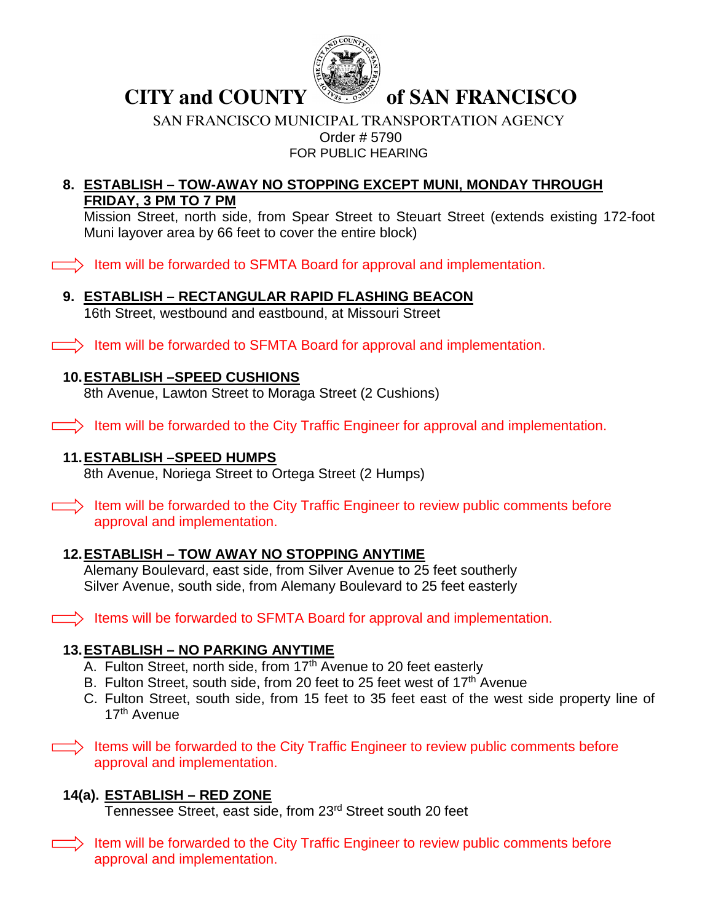# CITY and COUNTY of SAN FRANCISCO

SAN FRANCISCO MUNICIPAL TRANSPORTATION AGENCY

Order # 5790

FOR PUBLIC HEARING

8. **ESTABLISH – TOW-AWAY NO STOPPING EXCEPT MUNI, MONDAY THROUGH FRIDAY, 3 PM TO 7 PM**
   Mission Street, north side, from Spear Street to Steuart Street (extends existing 172-foot Muni layover area by 66 feet to cover the entire block)

⇨ Item will be forwarded to SFMTA Board for approval and implementation.

9. **ESTABLISH – RECTANGULAR RAPID FLASHING BEACON**
   16th Street, westbound and eastbound, at Missouri Street

⇨ Item will be forwarded to SFMTA Board for approval and implementation.

10. **ESTABLISH –SPEED CUSHIONS**
    8th Avenue, Lawton Street to Moraga Street (2 Cushions)

⇨ Item will be forwarded to the City Traffic Engineer for approval and implementation.

11. **ESTABLISH –SPEED HUMPS**
    8th Avenue, Noriega Street to Ortega Street (2 Humps)

⇨ Item will be forwarded to the City Traffic Engineer to review public comments before approval and implementation.

12. **ESTABLISH – TOW AWAY NO STOPPING ANYTIME**
    Alemany Boulevard, east side, from Silver Avenue to 25 feet southerly
    Silver Avenue, south side, from Alemany Boulevard to 25 feet easterly

⇨ Items will be forwarded to SFMTA Board for approval and implementation.

13. **ESTABLISH – NO PARKING ANYTIME**
    A. Fulton Street, north side, from 17th Avenue to 20 feet easterly
    B. Fulton Street, south side, from 20 feet to 25 feet west of 17th Avenue
    C. Fulton Street, south side, from 15 feet to 35 feet east of the west side property line of 17th Avenue

⇨ Items will be forwarded to the City Traffic Engineer to review public comments before approval and implementation.

14(a). **ESTABLISH – RED ZONE**
Tennessee Street, east side, from 23rd Street south 20 feet

⇨ Item will be forwarded to the City Traffic Engineer to review public comments before approval and implementation.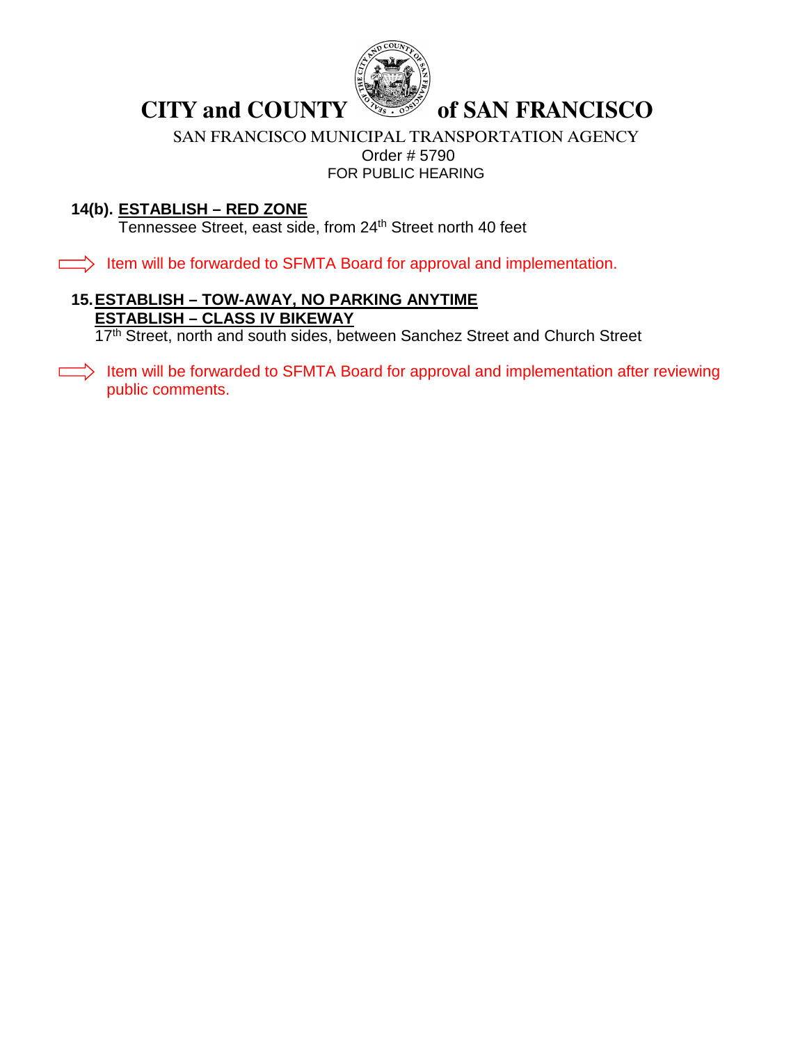**CITY and COUNTY of SAN FRANCISCO**

SAN FRANCISCO MUNICIPAL TRANSPORTATION AGENCY

Order # 5790

FOR PUBLIC HEARING

**14(b). ESTABLISH – RED ZONE**

Tennessee Street, east side, from 24th Street north 40 feet

⇒ Item will be forwarded to SFMTA Board for approval and implementation.

**15. ESTABLISH – TOW-AWAY, NO PARKING ANYTIME**
**ESTABLISH – CLASS IV BIKEWAY**

17th Street, north and south sides, between Sanchez Street and Church Street

⇒ Item will be forwarded to SFMTA Board for approval and implementation after reviewing public comments.